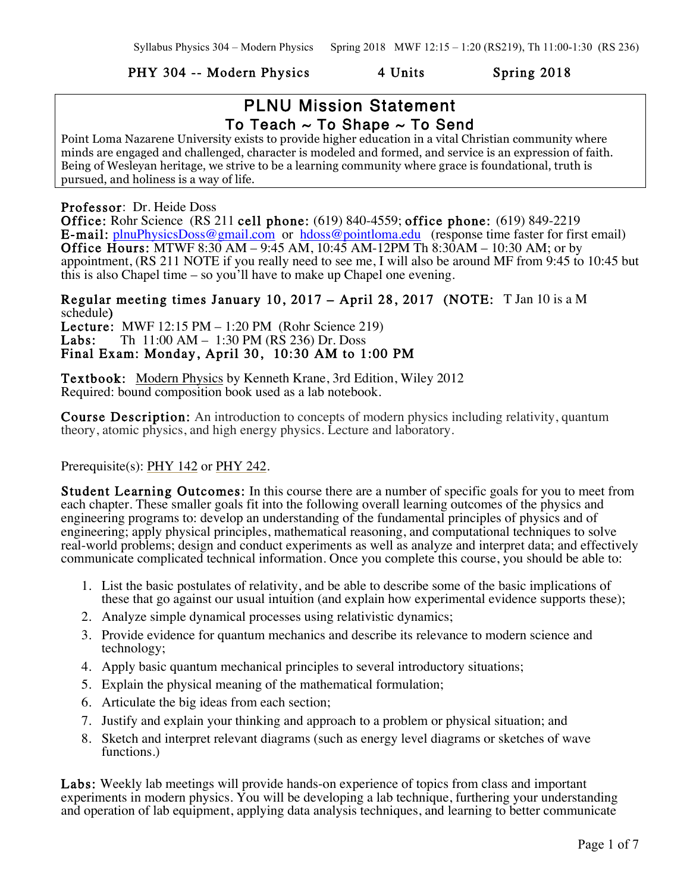**PHY 304 -- Modern Physics 4 Units Spring 2018**

## PLNU Mission Statement

### To Teach ~ To Shape ~ To Send

Point Loma Nazarene University exists to provide higher education in a vital Christian community where minds are engaged and challenged, character is modeled and formed, and service is an expression of faith. Being of Wesleyan heritage, we strive to be a learning community where grace is foundational, truth is pursued, and holiness is a way of life.

**Professor**: Dr. Heide Doss
**Office:** Rohr Science (RS 211 **cell phone:** (619) 840-4559; **office phone:** (619) 849-2219
**E-mail:** plnuPhysicsDoss@gmail.com or hdoss@pointloma.edu (response time faster for first email)
**Office Hours:** MTWF 8:30 AM – 9:45 AM, 10:45 AM-12PM Th 8:30AM – 10:30 AM; or by appointment, (RS 211 NOTE if you really need to see me, I will also be around MF from 9:45 to 10:45 but this is also Chapel time – so you'll have to make up Chapel one evening.

**Regular meeting times January 10, 2017 – April 28, 2017 (NOTE:** T Jan 10 is a M schedule**)**
**Lecture:** MWF 12:15 PM – 1:20 PM (Rohr Science 219)
**Labs:** Th 11:00 AM – 1:30 PM (RS 236) Dr. Doss
**Final Exam: Monday, April 30, 10:30 AM to 1:00 PM**

**Textbook:** Modern Physics by Kenneth Krane, 3rd Edition, Wiley 2012
Required: bound composition book used as a lab notebook.

**Course Description:** An introduction to concepts of modern physics including relativity, quantum theory, atomic physics, and high energy physics. Lecture and laboratory.

Prerequisite(s): PHY 142 or PHY 242.

**Student Learning Outcomes:** In this course there are a number of specific goals for you to meet from each chapter. These smaller goals fit into the following overall learning outcomes of the physics and engineering programs to: develop an understanding of the fundamental principles of physics and of engineering; apply physical principles, mathematical reasoning, and computational techniques to solve real-world problems; design and conduct experiments as well as analyze and interpret data; and effectively communicate complicated technical information. Once you complete this course, you should be able to:

1. List the basic postulates of relativity, and be able to describe some of the basic implications of these that go against our usual intuition (and explain how experimental evidence supports these);
2. Analyze simple dynamical processes using relativistic dynamics;
3. Provide evidence for quantum mechanics and describe its relevance to modern science and technology;
4. Apply basic quantum mechanical principles to several introductory situations;
5. Explain the physical meaning of the mathematical formulation;
6. Articulate the big ideas from each section;
7. Justify and explain your thinking and approach to a problem or physical situation; and
8. Sketch and interpret relevant diagrams (such as energy level diagrams or sketches of wave functions.)

**Labs:** Weekly lab meetings will provide hands-on experience of topics from class and important experiments in modern physics. You will be developing a lab technique, furthering your understanding and operation of lab equipment, applying data analysis techniques, and learning to better communicate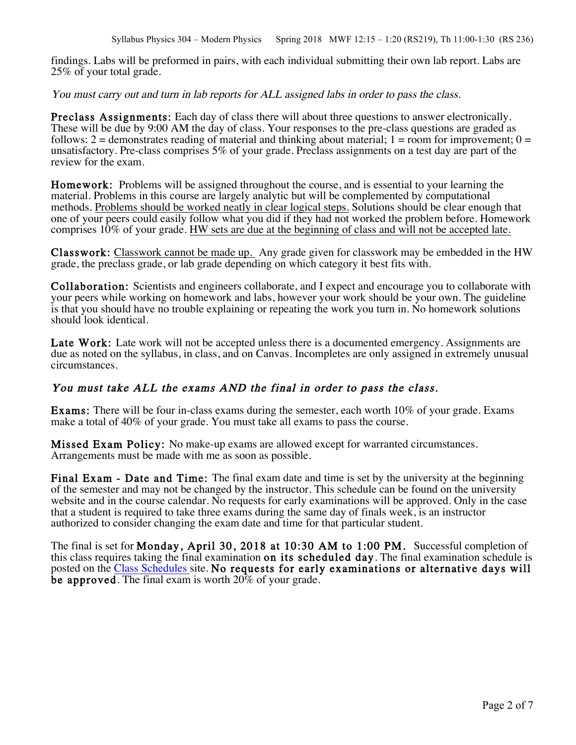findings. Labs will be preformed in pairs, with each individual submitting their own lab report. Labs are 25% of your total grade.

*You must carry out and turn in lab reports for ALL assigned labs in order to pass the class.*

**Preclass Assignments:** Each day of class there will about three questions to answer electronically. These will be due by 9:00 AM the day of class. Your responses to the pre-class questions are graded as follows: 2 = demonstrates reading of material and thinking about material; 1 = room for improvement; 0 = unsatisfactory. Pre-class comprises 5% of your grade. Preclass assignments on a test day are part of the review for the exam.

**Homework:** Problems will be assigned throughout the course, and is essential to your learning the material. Problems in this course are largely analytic but will be complemented by computational methods. <u>Problems should be worked neatly in clear logical steps.</u> Solutions should be clear enough that one of your peers could easily follow what you did if they had not worked the problem before. Homework comprises 10% of your grade. <u>HW sets are due at the beginning of class and will not be accepted late.</u>

**Classwork:** <u>Classwork cannot be made up.</u> Any grade given for classwork may be embedded in the HW grade, the preclass grade, or lab grade depending on which category it best fits with.

**Collaboration:** Scientists and engineers collaborate, and I expect and encourage you to collaborate with your peers while working on homework and labs, however your work should be your own. The guideline is that you should have no trouble explaining or repeating the work you turn in. No homework solutions should look identical.

**Late Work:** Late work will not be accepted unless there is a documented emergency. Assignments are due as noted on the syllabus, in class, and on Canvas. Incompletes are only assigned in extremely unusual circumstances.

*You must take ALL the exams AND the final in order to pass the class.*

**Exams:** There will be four in-class exams during the semester, each worth 10% of your grade. Exams make a total of 40% of your grade. You must take all exams to pass the course.

**Missed Exam Policy:** No make-up exams are allowed except for warranted circumstances. Arrangements must be made with me as soon as possible.

**Final Exam - Date and Time:** The final exam date and time is set by the university at the beginning of the semester and may not be changed by the instructor. This schedule can be found on the university website and in the course calendar. No requests for early examinations will be approved. Only in the case that a student is required to take three exams during the same day of finals week, is an instructor authorized to consider changing the exam date and time for that particular student.

The final is set for **Monday, April 30, 2018 at 10:30 AM to 1:00 PM.** Successful completion of this class requires taking the final examination **on its scheduled day**. The final examination schedule is posted on the Class Schedules site. **No requests for early examinations or alternative days will be approved**. The final exam is worth 20% of your grade.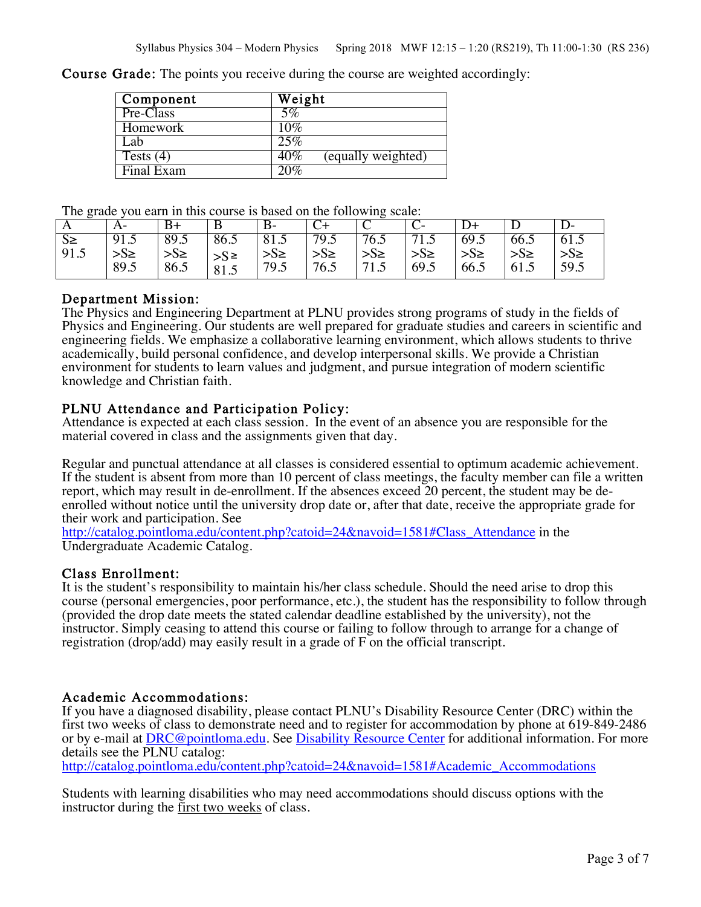**Course Grade:** The points you receive during the course are weighted accordingly:

| Component | Weight |
|---|---|
| Pre-Class | 5% |
| Homework | 10% |
| Lab | 25% |
| Tests (4) | 40% (equally weighted) |
| Final Exam | 20% |

The grade you earn in this course is based on the following scale:

| A | A- | B+ | B | B- | C+ | C | C- | D+ | D | D- |
|---|---|---|---|---|---|---|---|---|---|---|
| S≥ 91.5 | 91.5 >S≥ 89.5 | 89.5 >S≥ 86.5 | 86.5 >S ≥ 81.5 | 81.5 >S≥ 79.5 | 79.5 >S≥ 76.5 | 76.5 >S≥ 71.5 | 71.5 >S≥ 69.5 | 69.5 >S≥ 66.5 | 66.5 >S≥ 61.5 | 61.5 >S≥ 59.5 |

## Department Mission:

The Physics and Engineering Department at PLNU provides strong programs of study in the fields of Physics and Engineering. Our students are well prepared for graduate studies and careers in scientific and engineering fields. We emphasize a collaborative learning environment, which allows students to thrive academically, build personal confidence, and develop interpersonal skills. We provide a Christian environment for students to learn values and judgment, and pursue integration of modern scientific knowledge and Christian faith.

## PLNU Attendance and Participation Policy:

Attendance is expected at each class session. In the event of an absence you are responsible for the material covered in class and the assignments given that day.

Regular and punctual attendance at all classes is considered essential to optimum academic achievement. If the student is absent from more than 10 percent of class meetings, the faculty member can file a written report, which may result in de-enrollment. If the absences exceed 20 percent, the student may be de-enrolled without notice until the university drop date or, after that date, receive the appropriate grade for their work and participation. See http://catalog.pointloma.edu/content.php?catoid=24&navoid=1581#Class_Attendance in the Undergraduate Academic Catalog.

## Class Enrollment:

It is the student's responsibility to maintain his/her class schedule. Should the need arise to drop this course (personal emergencies, poor performance, etc.), the student has the responsibility to follow through (provided the drop date meets the stated calendar deadline established by the university), not the instructor. Simply ceasing to attend this course or failing to follow through to arrange for a change of registration (drop/add) may easily result in a grade of F on the official transcript.

## Academic Accommodations:

If you have a diagnosed disability, please contact PLNU's Disability Resource Center (DRC) within the first two weeks of class to demonstrate need and to register for accommodation by phone at 619-849-2486 or by e-mail at DRC@pointloma.edu. See Disability Resource Center for additional information. For more details see the PLNU catalog:
http://catalog.pointloma.edu/content.php?catoid=24&navoid=1581#Academic_Accommodations

Students with learning disabilities who may need accommodations should discuss options with the instructor during the first two weeks of class.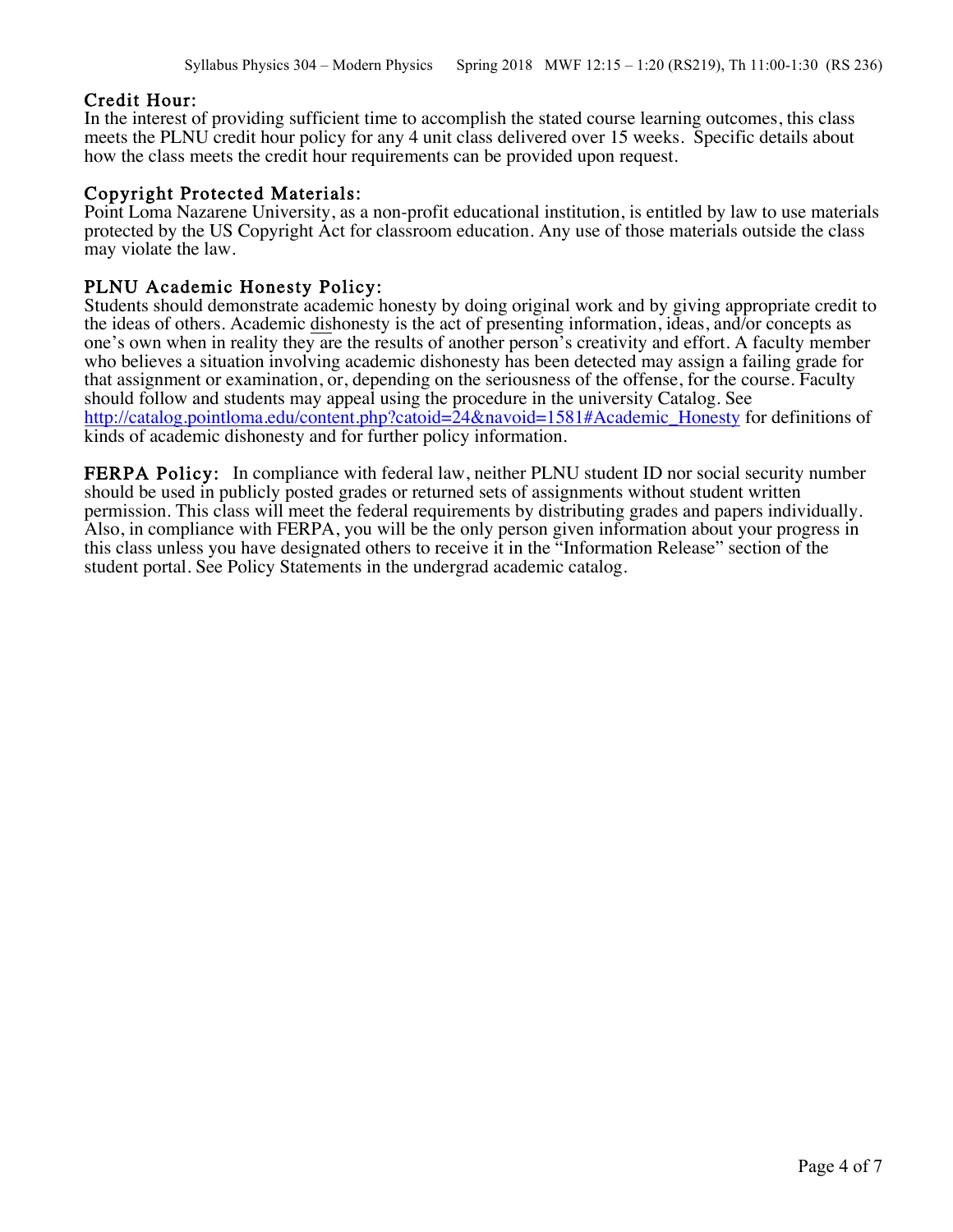## Credit Hour:

In the interest of providing sufficient time to accomplish the stated course learning outcomes, this class meets the PLNU credit hour policy for any 4 unit class delivered over 15 weeks. Specific details about how the class meets the credit hour requirements can be provided upon request.

## Copyright Protected Materials:

Point Loma Nazarene University, as a non-profit educational institution, is entitled by law to use materials protected by the US Copyright Act for classroom education. Any use of those materials outside the class may violate the law.

## PLNU Academic Honesty Policy:

Students should demonstrate academic honesty by doing original work and by giving appropriate credit to the ideas of others. Academic <u>dis</u>honesty is the act of presenting information, ideas, and/or concepts as one's own when in reality they are the results of another person's creativity and effort. A faculty member who believes a situation involving academic dishonesty has been detected may assign a failing grade for that assignment or examination, or, depending on the seriousness of the offense, for the course. Faculty should follow and students may appeal using the procedure in the university Catalog. See [http://catalog.pointloma.edu/content.php?catoid=24&navoid=1581#Academic_Honesty](http://catalog.pointloma.edu/content.php?catoid=24&navoid=1581#Academic_Honesty) for definitions of kinds of academic dishonesty and for further policy information.

**FERPA Policy:** In compliance with federal law, neither PLNU student ID nor social security number should be used in publicly posted grades or returned sets of assignments without student written permission. This class will meet the federal requirements by distributing grades and papers individually. Also, in compliance with FERPA, you will be the only person given information about your progress in this class unless you have designated others to receive it in the "Information Release" section of the student portal. See Policy Statements in the undergrad academic catalog.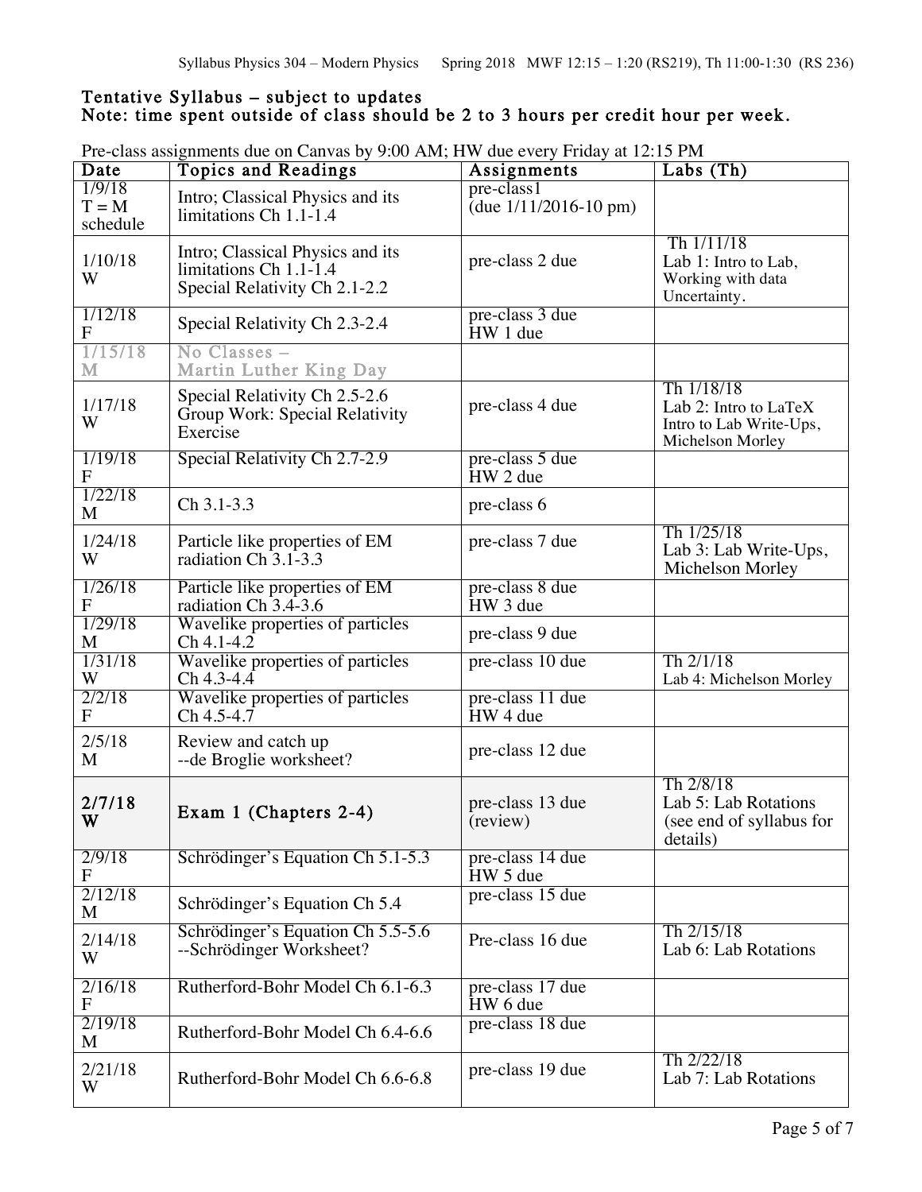## Tentative Syllabus – subject to updates

**Note: time spent outside of class should be 2 to 3 hours per credit hour per week.**

Pre-class assignments due on Canvas by 9:00 AM; HW due every Friday at 12:15 PM

| Date | Topics and Readings | Assignments | Labs (Th) |
|---|---|---|---|
| 1/9/18 T = M schedule | Intro; Classical Physics and its limitations Ch 1.1-1.4 | pre-class1 (due 1/11/2016-10 pm) | |
| 1/10/18 W | Intro; Classical Physics and its limitations Ch 1.1-1.4<br>Special Relativity Ch 2.1-2.2 | pre-class 2 due | Th 1/11/18<br>Lab 1: Intro to Lab, Working with data Uncertainty. |
| 1/12/18 F | Special Relativity Ch 2.3-2.4 | pre-class 3 due<br>HW 1 due | |
| 1/15/18 M | No Classes – Martin Luther King Day | | |
| 1/17/18 W | Special Relativity Ch 2.5-2.6<br>Group Work: Special Relativity Exercise | pre-class 4 due | Th 1/18/18<br>Lab 2: Intro to LaTeX Intro to Lab Write-Ups, Michelson Morley |
| 1/19/18 F | Special Relativity Ch 2.7-2.9 | pre-class 5 due<br>HW 2 due | |
| 1/22/18 M | Ch 3.1-3.3 | pre-class 6 | |
| 1/24/18 W | Particle like properties of EM radiation Ch 3.1-3.3 | pre-class 7 due | Th 1/25/18<br>Lab 3: Lab Write-Ups, Michelson Morley |
| 1/26/18 F | Particle like properties of EM radiation Ch 3.4-3.6 | pre-class 8 due<br>HW 3 due | |
| 1/29/18 M | Wavelike properties of particles Ch 4.1-4.2 | pre-class 9 due | |
| 1/31/18 W | Wavelike properties of particles Ch 4.3-4.4 | pre-class 10 due | Th 2/1/18<br>Lab 4: Michelson Morley |
| 2/2/18 F | Wavelike properties of particles Ch 4.5-4.7 | pre-class 11 due<br>HW 4 due | |
| 2/5/18 M | Review and catch up<br>--de Broglie worksheet? | pre-class 12 due | |
| **2/7/18 W** | **Exam 1 (Chapters 2-4)** | pre-class 13 due (review) | Th 2/8/18<br>Lab 5: Lab Rotations (see end of syllabus for details) |
| 2/9/18 F | Schrödinger's Equation Ch 5.1-5.3 | pre-class 14 due<br>HW 5 due | |
| 2/12/18 M | Schrödinger's Equation Ch 5.4 | pre-class 15 due | |
| 2/14/18 W | Schrödinger's Equation Ch 5.5-5.6<br>--Schrödinger Worksheet? | Pre-class 16 due | Th 2/15/18<br>Lab 6: Lab Rotations |
| 2/16/18 F | Rutherford-Bohr Model Ch 6.1-6.3 | pre-class 17 due<br>HW 6 due | |
| 2/19/18 M | Rutherford-Bohr Model Ch 6.4-6.6 | pre-class 18 due | |
| 2/21/18 W | Rutherford-Bohr Model Ch 6.6-6.8 | pre-class 19 due | Th 2/22/18<br>Lab 7: Lab Rotations |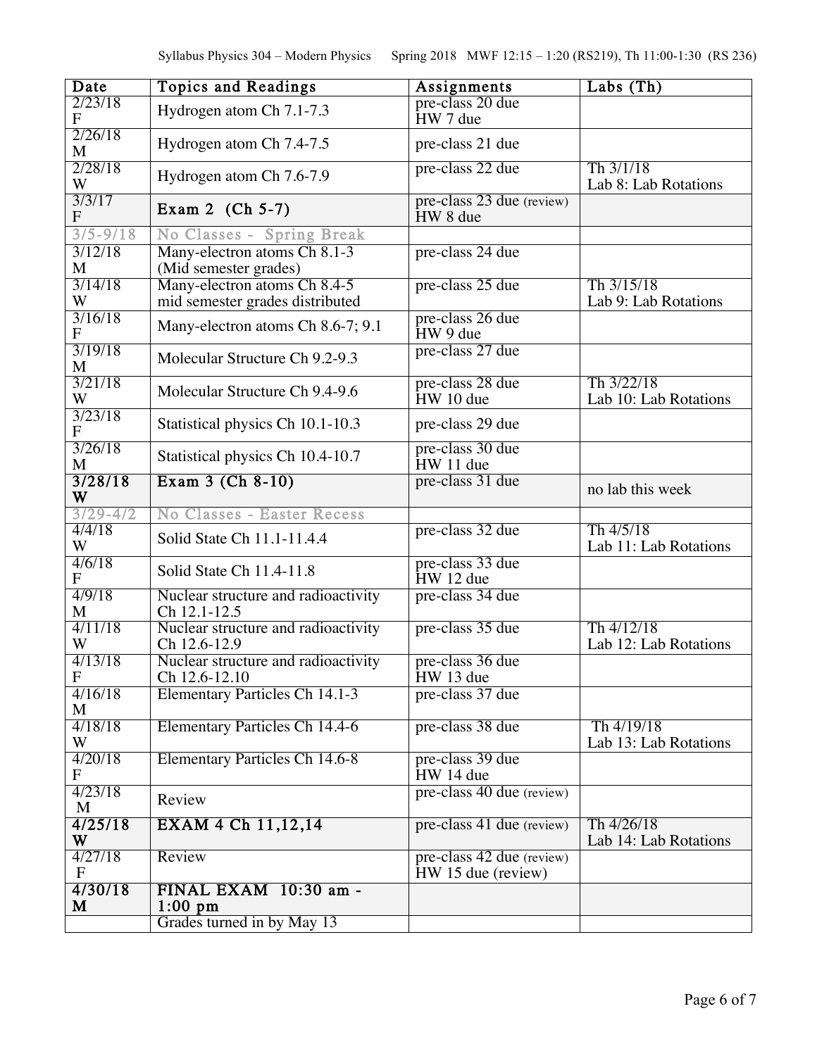Syllabus Physics 304 – Modern Physics Spring 2018 MWF 12:15 – 1:20 (RS219), Th 11:00-1:30 (RS 236)

| Date | Topics and Readings | Assignments | Labs (Th) |
|---|---|---|---|
| 2/23/18 F | Hydrogen atom Ch 7.1-7.3 | pre-class 20 due<br>HW 7 due | |
| 2/26/18 M | Hydrogen atom Ch 7.4-7.5 | pre-class 21 due | |
| 2/28/18 W | Hydrogen atom Ch 7.6-7.9 | pre-class 22 due | Th 3/1/18<br>Lab 8: Lab Rotations |
| 3/3/17 F | **Exam 2 (Ch 5-7)** | pre-class 23 due (review)<br>HW 8 due | |
| 3/5-9/18 | No Classes - Spring Break | | |
| 3/12/18 M | Many-electron atoms Ch 8.1-3<br>(Mid semester grades) | pre-class 24 due | |
| 3/14/18 W | Many-electron atoms Ch 8.4-5<br>mid semester grades distributed | pre-class 25 due | Th 3/15/18<br>Lab 9: Lab Rotations |
| 3/16/18 F | Many-electron atoms Ch 8.6-7; 9.1 | pre-class 26 due<br>HW 9 due | |
| 3/19/18 M | Molecular Structure Ch 9.2-9.3 | pre-class 27 due | |
| 3/21/18 W | Molecular Structure Ch 9.4-9.6 | pre-class 28 due<br>HW 10 due | Th 3/22/18<br>Lab 10: Lab Rotations |
| 3/23/18 F | Statistical physics Ch 10.1-10.3 | pre-class 29 due | |
| 3/26/18 M | Statistical physics Ch 10.4-10.7 | pre-class 30 due<br>HW 11 due | |
| **3/28/18 W** | **Exam 3 (Ch 8-10)** | pre-class 31 due | no lab this week |
| 3/29-4/2 | No Classes - Easter Recess | | |
| 4/4/18 W | Solid State Ch 11.1-11.4.4 | pre-class 32 due | Th 4/5/18<br>Lab 11: Lab Rotations |
| 4/6/18 F | Solid State Ch 11.4-11.8 | pre-class 33 due<br>HW 12 due | |
| 4/9/18 M | Nuclear structure and radioactivity Ch 12.1-12.5 | pre-class 34 due | |
| 4/11/18 W | Nuclear structure and radioactivity Ch 12.6-12.9 | pre-class 35 due | Th 4/12/18<br>Lab 12: Lab Rotations |
| 4/13/18 F | Nuclear structure and radioactivity Ch 12.6-12.10 | pre-class 36 due<br>HW 13 due | |
| 4/16/18 M | Elementary Particles Ch 14.1-3 | pre-class 37 due | |
| 4/18/18 W | Elementary Particles Ch 14.4-6 | pre-class 38 due | Th 4/19/18<br>Lab 13: Lab Rotations |
| 4/20/18 F | Elementary Particles Ch 14.6-8 | pre-class 39 due<br>HW 14 due | |
| 4/23/18 M | Review | pre-class 40 due (review) | |
| **4/25/18 W** | **EXAM 4 Ch 11,12,14** | pre-class 41 due (review) | Th 4/26/18<br>Lab 14: Lab Rotations |
| 4/27/18 F | Review | pre-class 42 due (review)<br>HW 15 due (review) | |
| **4/30/18 M** | **FINAL EXAM 10:30 am - 1:00 pm** | | |
| | Grades turned in by May 13 | | |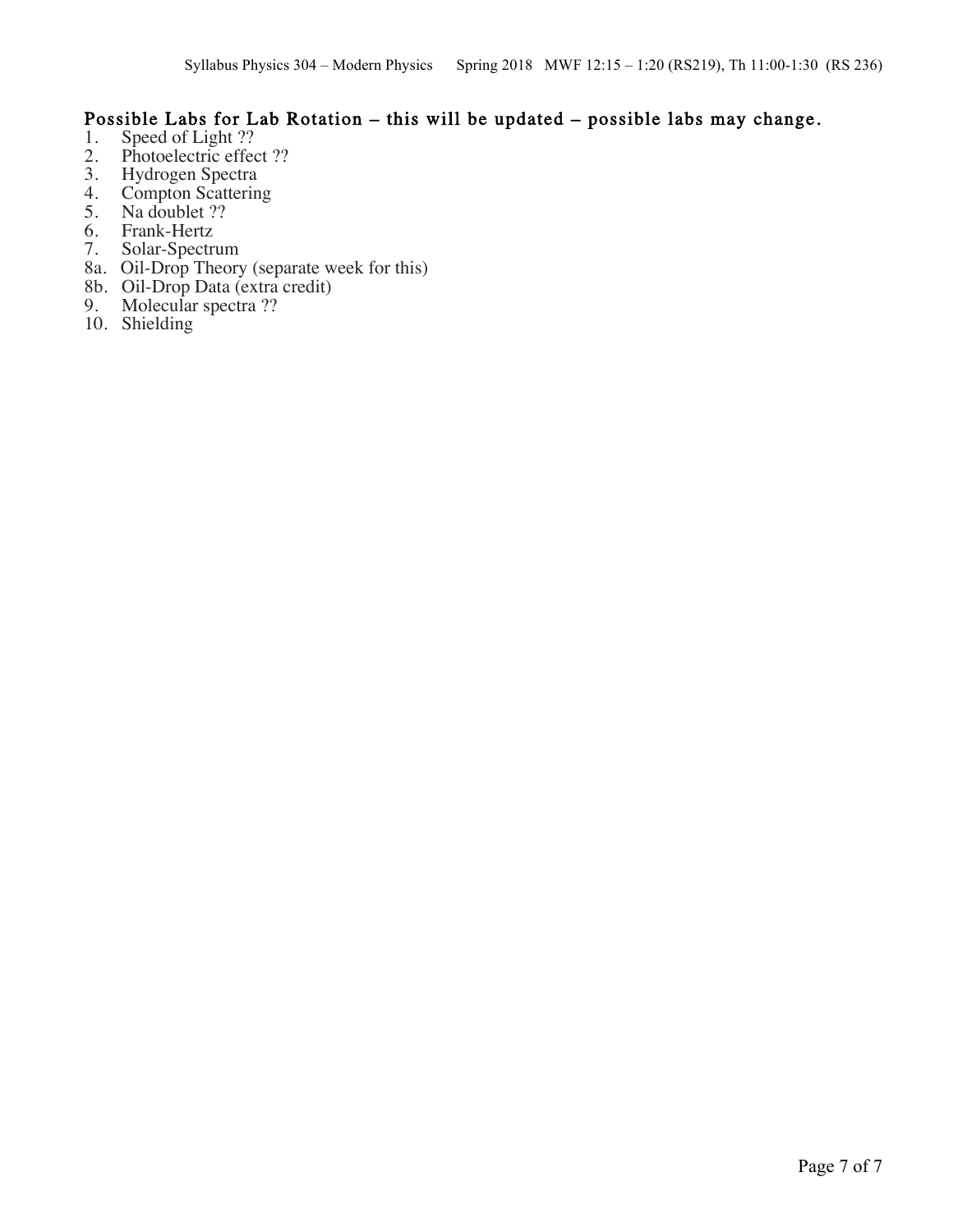### Possible Labs for Lab Rotation – this will be updated – possible labs may change.

1. Speed of Light ??
2. Photoelectric effect ??
3. Hydrogen Spectra
4. Compton Scattering
5. Na doublet ??
6. Frank-Hertz
7. Solar-Spectrum

8a. Oil-Drop Theory (separate week for this)

8b. Oil-Drop Data (extra credit)

9. Molecular spectra ??
10. Shielding